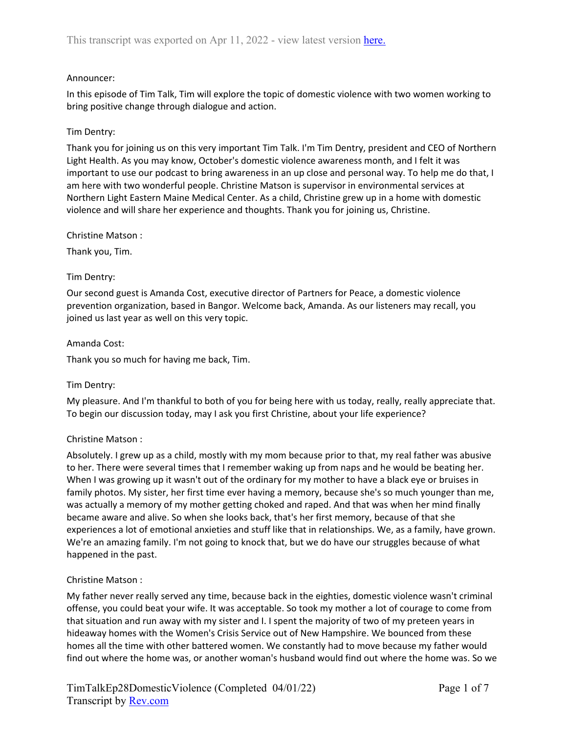Announcer:

In this episode of Tim Talk, Tim will explore the topic of domestic violence with two women working to bring positive change through dialogue and action.

Tim Dentry:

Thank you for joining us on this very important Tim Talk. I'm Tim Dentry, president and CEO of Northern Light Health. As you may know, October's domestic violence awareness month, and I felt it was important to use our podcast to bring awareness in an up close and personal way. To help me do that, I am here with two wonderful people. Christine Matson is supervisor in environmental services at Northern Light Eastern Maine Medical Center. As a child, Christine grew up in a home with domestic violence and will share her experience and thoughts. Thank you for joining us, Christine.

Christine Matson :

Thank you, Tim.

Tim Dentry:

Our second guest is Amanda Cost, executive director of Partners for Peace, a domestic violence prevention organization, based in Bangor. Welcome back, Amanda. As our listeners may recall, you joined us last year as well on this very topic.

Amanda Cost:

Thank you so much for having me back, Tim.

Tim Dentry:

My pleasure. And I'm thankful to both of you for being here with us today, really, really appreciate that. To begin our discussion today, may I ask you first Christine, about your life experience?

Christine Matson :

Absolutely. I grew up as a child, mostly with my mom because prior to that, my real father was abusive to her. There were several times that I remember waking up from naps and he would be beating her. When I was growing up it wasn't out of the ordinary for my mother to have a black eye or bruises in family photos. My sister, her first time ever having a memory, because she's so much younger than me, was actually a memory of my mother getting choked and raped. And that was when her mind finally became aware and alive. So when she looks back, that's her first memory, because of that she experiences a lot of emotional anxieties and stuff like that in relationships. We, as a family, have grown. We're an amazing family. I'm not going to knock that, but we do have our struggles because of what happened in the past.

Christine Matson :

My father never really served any time, because back in the eighties, domestic violence wasn't criminal offense, you could beat your wife. It was acceptable. So took my mother a lot of courage to come from that situation and run away with my sister and I. I spent the majority of two of my preteen years in hideaway homes with the Women's Crisis Service out of New Hampshire. We bounced from these homes all the time with other battered women. We constantly had to move because my father would find out where the home was, or another woman's husband would find out where the home was. So we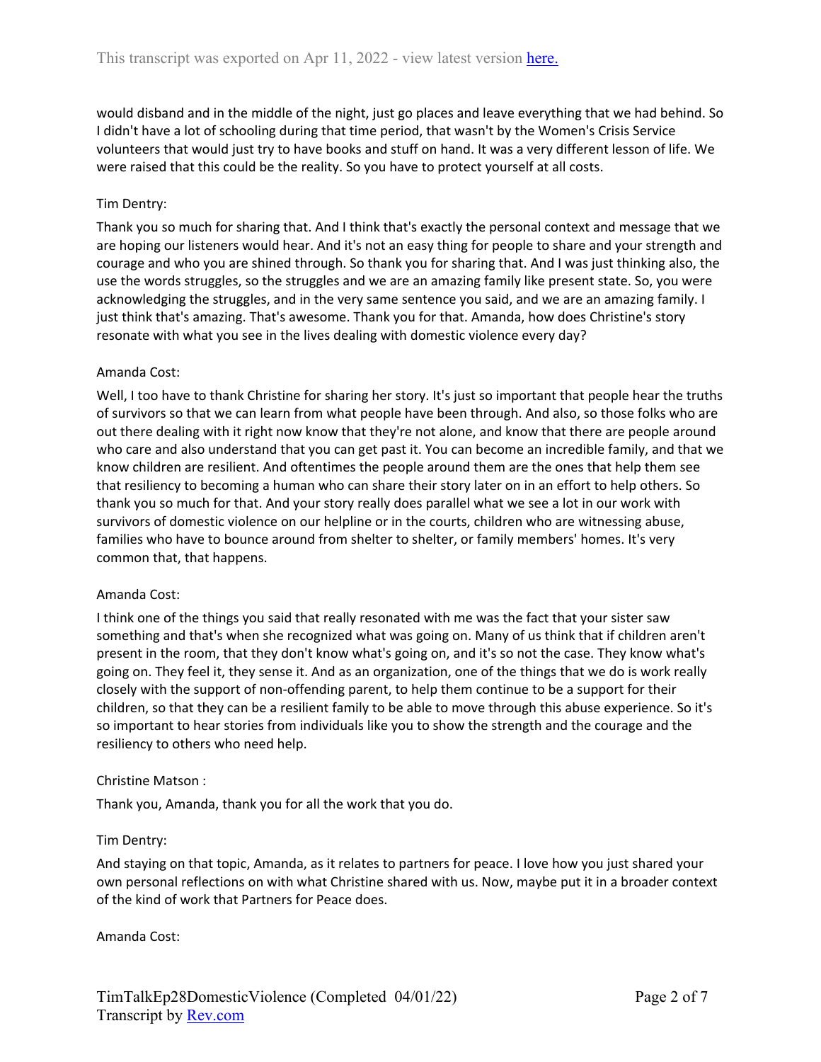would disband and in the middle of the night, just go places and leave everything that we had behind. So I didn't have a lot of schooling during that time period, that wasn't by the Women's Crisis Service volunteers that would just try to have books and stuff on hand. It was a very different lesson of life. We were raised that this could be the reality. So you have to protect yourself at all costs.

Tim Dentry:

Thank you so much for sharing that. And I think that's exactly the personal context and message that we are hoping our listeners would hear. And it's not an easy thing for people to share and your strength and courage and who you are shined through. So thank you for sharing that. And I was just thinking also, the use the words struggles, so the struggles and we are an amazing family like present state. So, you were acknowledging the struggles, and in the very same sentence you said, and we are an amazing family. I just think that's amazing. That's awesome. Thank you for that. Amanda, how does Christine's story resonate with what you see in the lives dealing with domestic violence every day?

Amanda Cost:

Well, I too have to thank Christine for sharing her story. It's just so important that people hear the truths of survivors so that we can learn from what people have been through. And also, so those folks who are out there dealing with it right now know that they're not alone, and know that there are people around who care and also understand that you can get past it. You can become an incredible family, and that we know children are resilient. And oftentimes the people around them are the ones that help them see that resiliency to becoming a human who can share their story later on in an effort to help others. So thank you so much for that. And your story really does parallel what we see a lot in our work with survivors of domestic violence on our helpline or in the courts, children who are witnessing abuse, families who have to bounce around from shelter to shelter, or family members' homes. It's very common that, that happens.

Amanda Cost:

I think one of the things you said that really resonated with me was the fact that your sister saw something and that's when she recognized what was going on. Many of us think that if children aren't present in the room, that they don't know what's going on, and it's so not the case. They know what's going on. They feel it, they sense it. And as an organization, one of the things that we do is work really closely with the support of non-offending parent, to help them continue to be a support for their children, so that they can be a resilient family to be able to move through this abuse experience. So it's so important to hear stories from individuals like you to show the strength and the courage and the resiliency to others who need help.

Christine Matson :

Thank you, Amanda, thank you for all the work that you do.

Tim Dentry:

And staying on that topic, Amanda, as it relates to partners for peace. I love how you just shared your own personal reflections on with what Christine shared with us. Now, maybe put it in a broader context of the kind of work that Partners for Peace does.

Amanda Cost: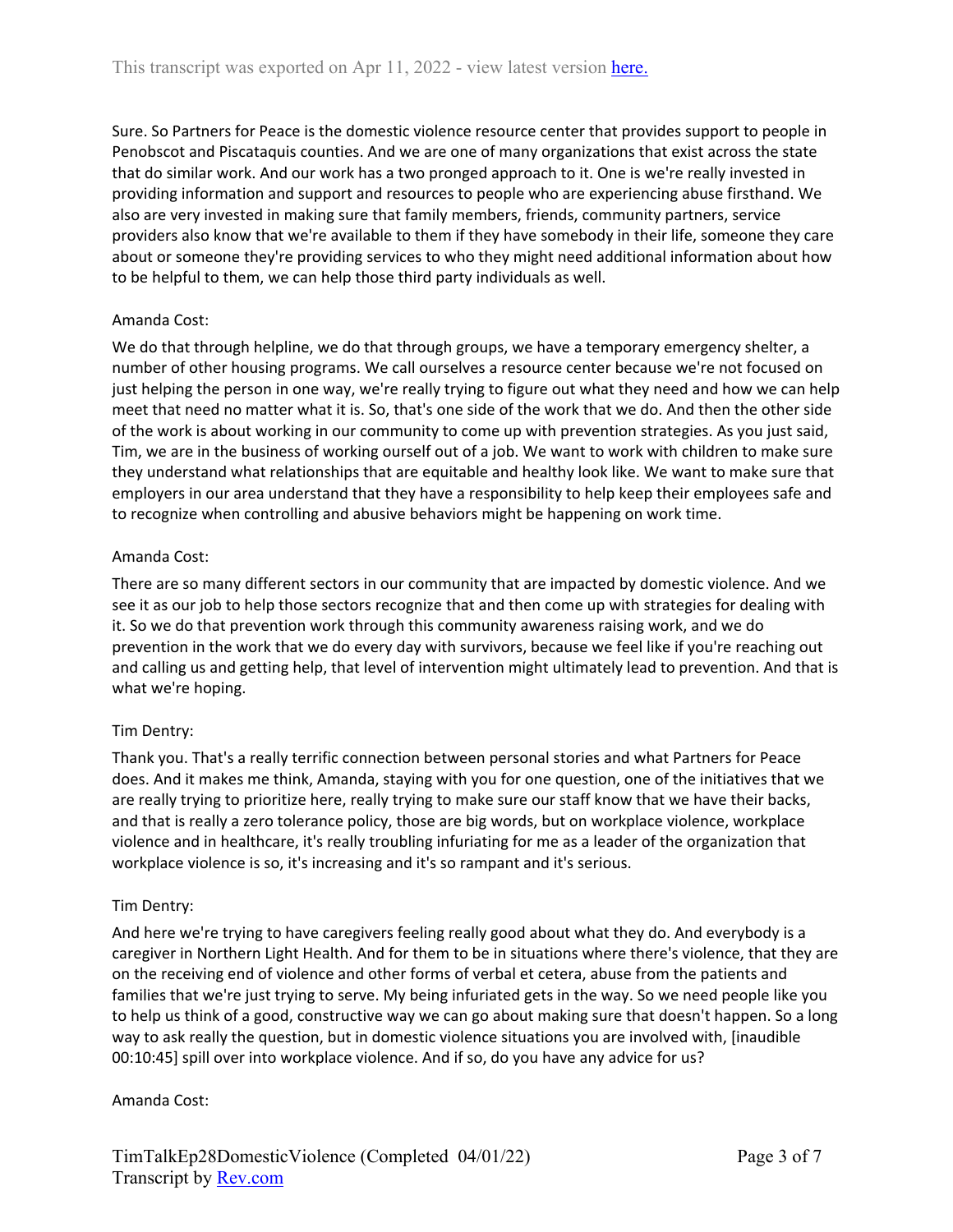Sure. So Partners for Peace is the domestic violence resource center that provides support to people in Penobscot and Piscataquis counties. And we are one of many organizations that exist across the state that do similar work. And our work has a two pronged approach to it. One is we're really invested in providing information and support and resources to people who are experiencing abuse firsthand. We also are very invested in making sure that family members, friends, community partners, service providers also know that we're available to them if they have somebody in their life, someone they care about or someone they're providing services to who they might need additional information about how to be helpful to them, we can help those third party individuals as well.

Amanda Cost:

We do that through helpline, we do that through groups, we have a temporary emergency shelter, a number of other housing programs. We call ourselves a resource center because we're not focused on just helping the person in one way, we're really trying to figure out what they need and how we can help meet that need no matter what it is. So, that's one side of the work that we do. And then the other side of the work is about working in our community to come up with prevention strategies. As you just said, Tim, we are in the business of working ourself out of a job. We want to work with children to make sure they understand what relationships that are equitable and healthy look like. We want to make sure that employers in our area understand that they have a responsibility to help keep their employees safe and to recognize when controlling and abusive behaviors might be happening on work time.

Amanda Cost:

There are so many different sectors in our community that are impacted by domestic violence. And we see it as our job to help those sectors recognize that and then come up with strategies for dealing with it. So we do that prevention work through this community awareness raising work, and we do prevention in the work that we do every day with survivors, because we feel like if you're reaching out and calling us and getting help, that level of intervention might ultimately lead to prevention. And that is what we're hoping.

Tim Dentry:

Thank you. That's a really terrific connection between personal stories and what Partners for Peace does. And it makes me think, Amanda, staying with you for one question, one of the initiatives that we are really trying to prioritize here, really trying to make sure our staff know that we have their backs, and that is really a zero tolerance policy, those are big words, but on workplace violence, workplace violence and in healthcare, it's really troubling infuriating for me as a leader of the organization that workplace violence is so, it's increasing and it's so rampant and it's serious.

Tim Dentry:

And here we're trying to have caregivers feeling really good about what they do. And everybody is a caregiver in Northern Light Health. And for them to be in situations where there's violence, that they are on the receiving end of violence and other forms of verbal et cetera, abuse from the patients and families that we're just trying to serve. My being infuriated gets in the way. So we need people like you to help us think of a good, constructive way we can go about making sure that doesn't happen. So a long way to ask really the question, but in domestic violence situations you are involved with, [inaudible 00:10:45] spill over into workplace violence. And if so, do you have any advice for us?

Amanda Cost: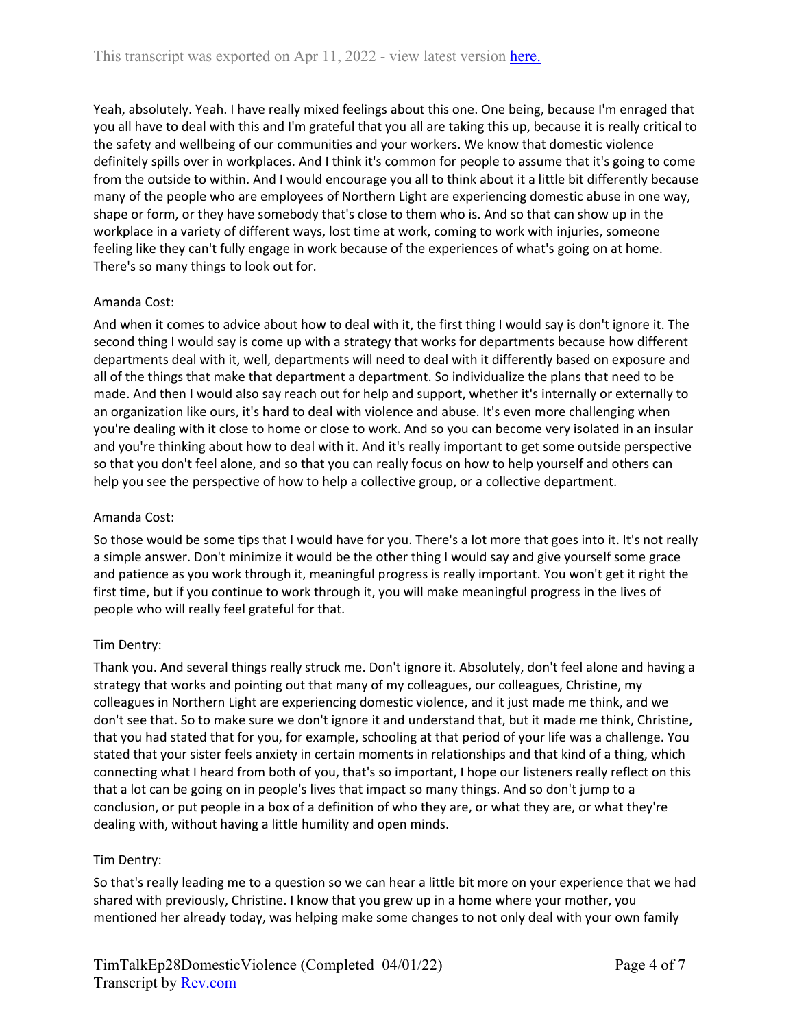Yeah, absolutely. Yeah. I have really mixed feelings about this one. One being, because I'm enraged that you all have to deal with this and I'm grateful that you all are taking this up, because it is really critical to the safety and wellbeing of our communities and your workers. We know that domestic violence definitely spills over in workplaces. And I think it's common for people to assume that it's going to come from the outside to within. And I would encourage you all to think about it a little bit differently because many of the people who are employees of Northern Light are experiencing domestic abuse in one way, shape or form, or they have somebody that's close to them who is. And so that can show up in the workplace in a variety of different ways, lost time at work, coming to work with injuries, someone feeling like they can't fully engage in work because of the experiences of what's going on at home. There's so many things to look out for.

Amanda Cost:

And when it comes to advice about how to deal with it, the first thing I would say is don't ignore it. The second thing I would say is come up with a strategy that works for departments because how different departments deal with it, well, departments will need to deal with it differently based on exposure and all of the things that make that department a department. So individualize the plans that need to be made. And then I would also say reach out for help and support, whether it's internally or externally to an organization like ours, it's hard to deal with violence and abuse. It's even more challenging when you're dealing with it close to home or close to work. And so you can become very isolated in an insular and you're thinking about how to deal with it. And it's really important to get some outside perspective so that you don't feel alone, and so that you can really focus on how to help yourself and others can help you see the perspective of how to help a collective group, or a collective department.

Amanda Cost:

So those would be some tips that I would have for you. There's a lot more that goes into it. It's not really a simple answer. Don't minimize it would be the other thing I would say and give yourself some grace and patience as you work through it, meaningful progress is really important. You won't get it right the first time, but if you continue to work through it, you will make meaningful progress in the lives of people who will really feel grateful for that.

Tim Dentry:

Thank you. And several things really struck me. Don't ignore it. Absolutely, don't feel alone and having a strategy that works and pointing out that many of my colleagues, our colleagues, Christine, my colleagues in Northern Light are experiencing domestic violence, and it just made me think, and we don't see that. So to make sure we don't ignore it and understand that, but it made me think, Christine, that you had stated that for you, for example, schooling at that period of your life was a challenge. You stated that your sister feels anxiety in certain moments in relationships and that kind of a thing, which connecting what I heard from both of you, that's so important, I hope our listeners really reflect on this that a lot can be going on in people's lives that impact so many things. And so don't jump to a conclusion, or put people in a box of a definition of who they are, or what they are, or what they're dealing with, without having a little humility and open minds.

Tim Dentry:

So that's really leading me to a question so we can hear a little bit more on your experience that we had shared with previously, Christine. I know that you grew up in a home where your mother, you mentioned her already today, was helping make some changes to not only deal with your own family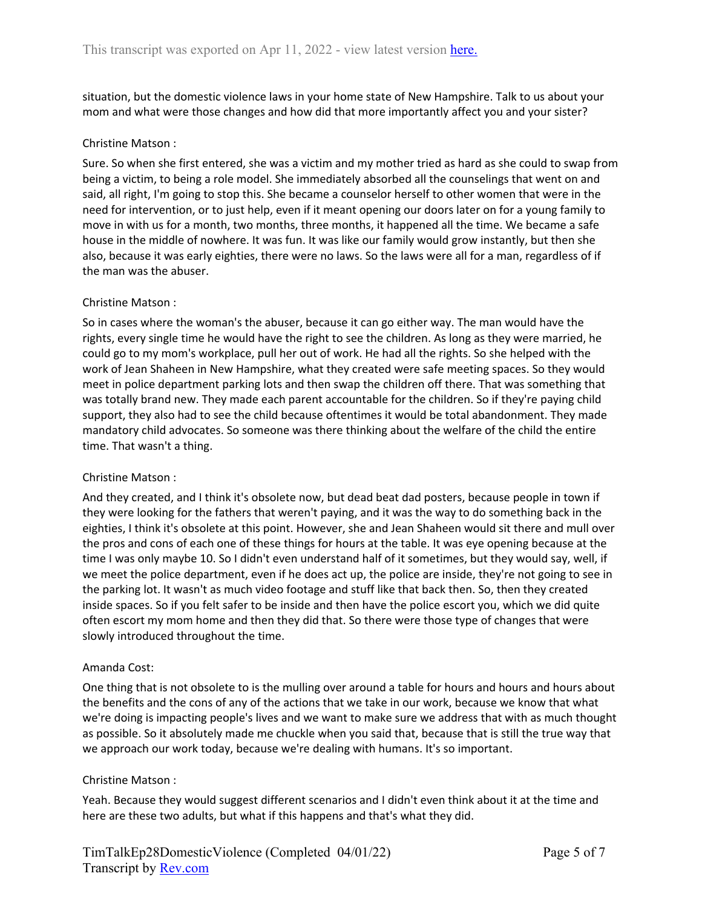situation, but the domestic violence laws in your home state of New Hampshire. Talk to us about your mom and what were those changes and how did that more importantly affect you and your sister?

Christine Matson :

Sure. So when she first entered, she was a victim and my mother tried as hard as she could to swap from being a victim, to being a role model. She immediately absorbed all the counselings that went on and said, all right, I'm going to stop this. She became a counselor herself to other women that were in the need for intervention, or to just help, even if it meant opening our doors later on for a young family to move in with us for a month, two months, three months, it happened all the time. We became a safe house in the middle of nowhere. It was fun. It was like our family would grow instantly, but then she also, because it was early eighties, there were no laws. So the laws were all for a man, regardless of if the man was the abuser.

Christine Matson :

So in cases where the woman's the abuser, because it can go either way. The man would have the rights, every single time he would have the right to see the children. As long as they were married, he could go to my mom's workplace, pull her out of work. He had all the rights. So she helped with the work of Jean Shaheen in New Hampshire, what they created were safe meeting spaces. So they would meet in police department parking lots and then swap the children off there. That was something that was totally brand new. They made each parent accountable for the children. So if they're paying child support, they also had to see the child because oftentimes it would be total abandonment. They made mandatory child advocates. So someone was there thinking about the welfare of the child the entire time. That wasn't a thing.

Christine Matson :

And they created, and I think it's obsolete now, but dead beat dad posters, because people in town if they were looking for the fathers that weren't paying, and it was the way to do something back in the eighties, I think it's obsolete at this point. However, she and Jean Shaheen would sit there and mull over the pros and cons of each one of these things for hours at the table. It was eye opening because at the time I was only maybe 10. So I didn't even understand half of it sometimes, but they would say, well, if we meet the police department, even if he does act up, the police are inside, they're not going to see in the parking lot. It wasn't as much video footage and stuff like that back then. So, then they created inside spaces. So if you felt safer to be inside and then have the police escort you, which we did quite often escort my mom home and then they did that. So there were those type of changes that were slowly introduced throughout the time.

Amanda Cost:

One thing that is not obsolete to is the mulling over around a table for hours and hours and hours about the benefits and the cons of any of the actions that we take in our work, because we know that what we're doing is impacting people's lives and we want to make sure we address that with as much thought as possible. So it absolutely made me chuckle when you said that, because that is still the true way that we approach our work today, because we're dealing with humans. It's so important.

Christine Matson :

Yeah. Because they would suggest different scenarios and I didn't even think about it at the time and here are these two adults, but what if this happens and that's what they did.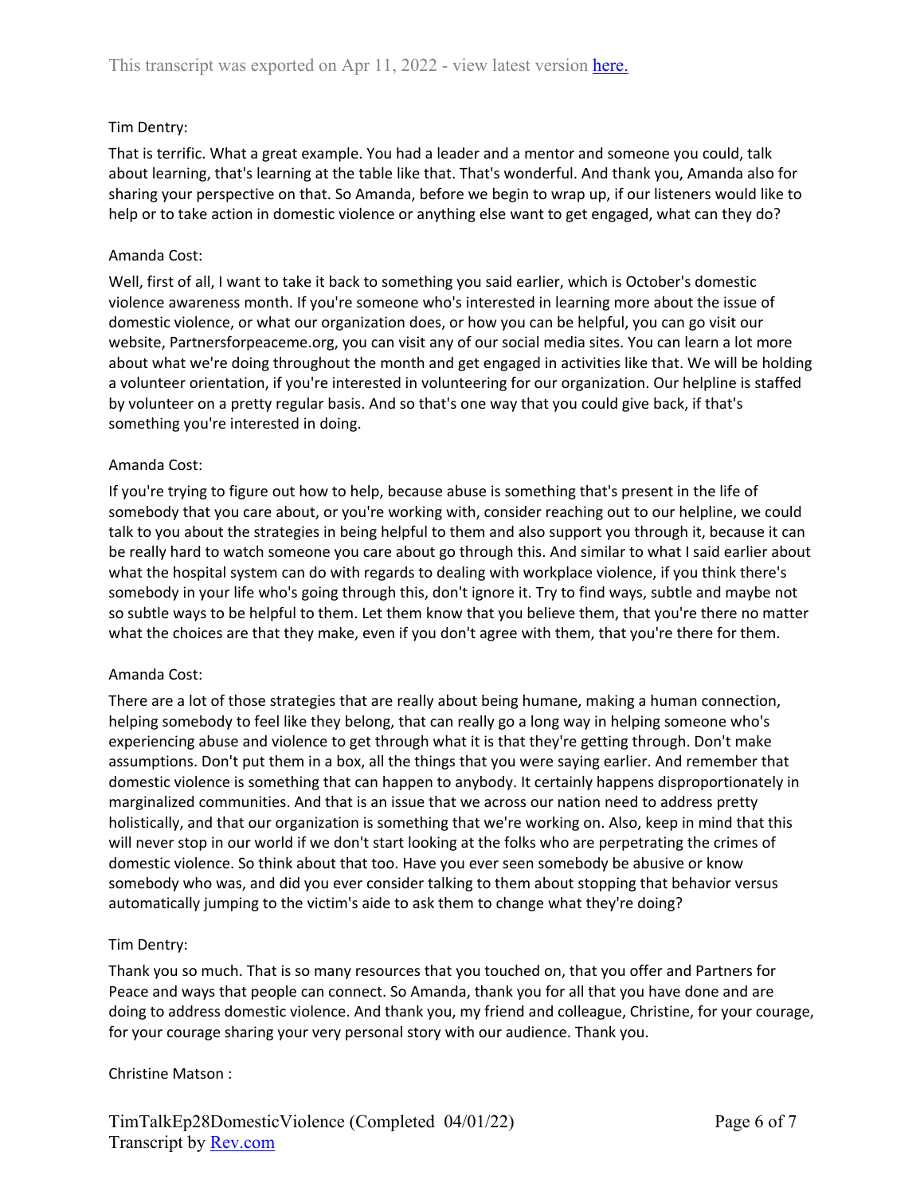Tim Dentry:

That is terrific. What a great example. You had a leader and a mentor and someone you could, talk about learning, that's learning at the table like that. That's wonderful. And thank you, Amanda also for sharing your perspective on that. So Amanda, before we begin to wrap up, if our listeners would like to help or to take action in domestic violence or anything else want to get engaged, what can they do?

Amanda Cost:

Well, first of all, I want to take it back to something you said earlier, which is October's domestic violence awareness month. If you're someone who's interested in learning more about the issue of domestic violence, or what our organization does, or how you can be helpful, you can go visit our website, Partnersforpeaceme.org, you can visit any of our social media sites. You can learn a lot more about what we're doing throughout the month and get engaged in activities like that. We will be holding a volunteer orientation, if you're interested in volunteering for our organization. Our helpline is staffed by volunteer on a pretty regular basis. And so that's one way that you could give back, if that's something you're interested in doing.

Amanda Cost:

If you're trying to figure out how to help, because abuse is something that's present in the life of somebody that you care about, or you're working with, consider reaching out to our helpline, we could talk to you about the strategies in being helpful to them and also support you through it, because it can be really hard to watch someone you care about go through this. And similar to what I said earlier about what the hospital system can do with regards to dealing with workplace violence, if you think there's somebody in your life who's going through this, don't ignore it. Try to find ways, subtle and maybe not so subtle ways to be helpful to them. Let them know that you believe them, that you're there no matter what the choices are that they make, even if you don't agree with them, that you're there for them.

Amanda Cost:

There are a lot of those strategies that are really about being humane, making a human connection, helping somebody to feel like they belong, that can really go a long way in helping someone who's experiencing abuse and violence to get through what it is that they're getting through. Don't make assumptions. Don't put them in a box, all the things that you were saying earlier. And remember that domestic violence is something that can happen to anybody. It certainly happens disproportionately in marginalized communities. And that is an issue that we across our nation need to address pretty holistically, and that our organization is something that we're working on. Also, keep in mind that this will never stop in our world if we don't start looking at the folks who are perpetrating the crimes of domestic violence. So think about that too. Have you ever seen somebody be abusive or know somebody who was, and did you ever consider talking to them about stopping that behavior versus automatically jumping to the victim's aide to ask them to change what they're doing?

Tim Dentry:

Thank you so much. That is so many resources that you touched on, that you offer and Partners for Peace and ways that people can connect. So Amanda, thank you for all that you have done and are doing to address domestic violence. And thank you, my friend and colleague, Christine, for your courage, for your courage sharing your very personal story with our audience. Thank you.

Christine Matson :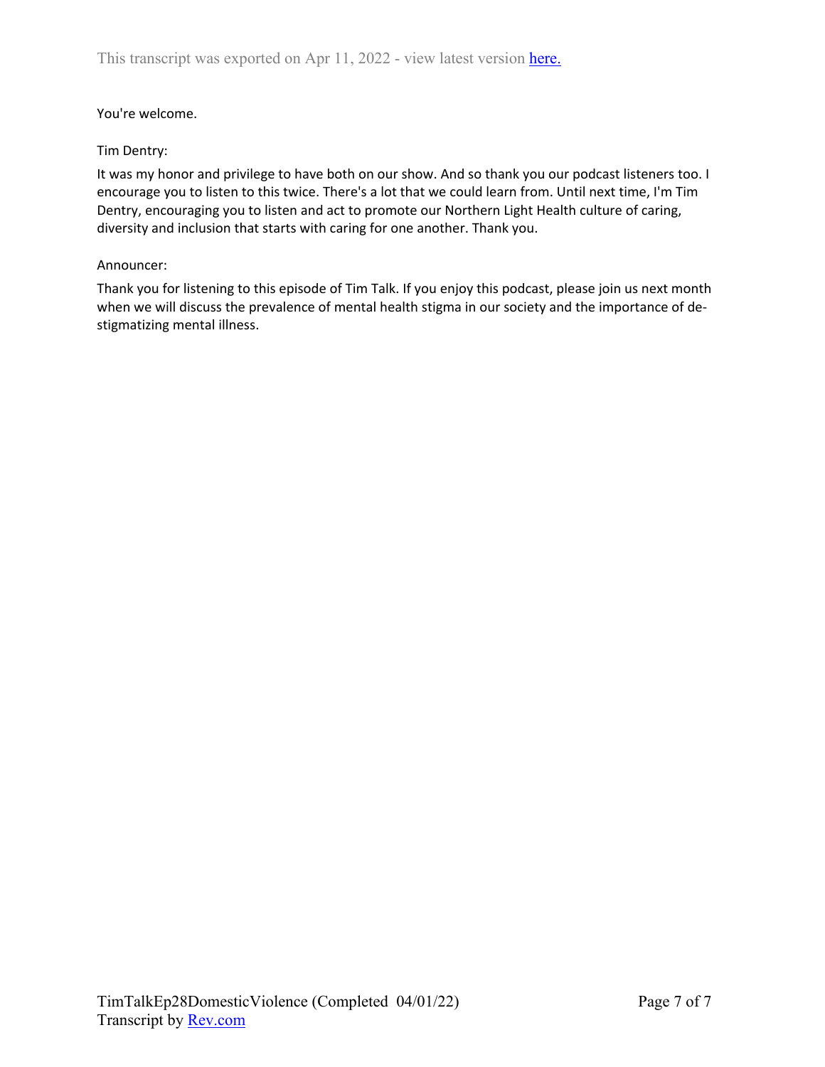You're welcome.

Tim Dentry:

It was my honor and privilege to have both on our show. And so thank you our podcast listeners too. I encourage you to listen to this twice. There's a lot that we could learn from. Until next time, I'm Tim Dentry, encouraging you to listen and act to promote our Northern Light Health culture of caring, diversity and inclusion that starts with caring for one another. Thank you.

Announcer:

Thank you for listening to this episode of Tim Talk. If you enjoy this podcast, please join us next month when we will discuss the prevalence of mental health stigma in our society and the importance of de-stigmatizing mental illness.